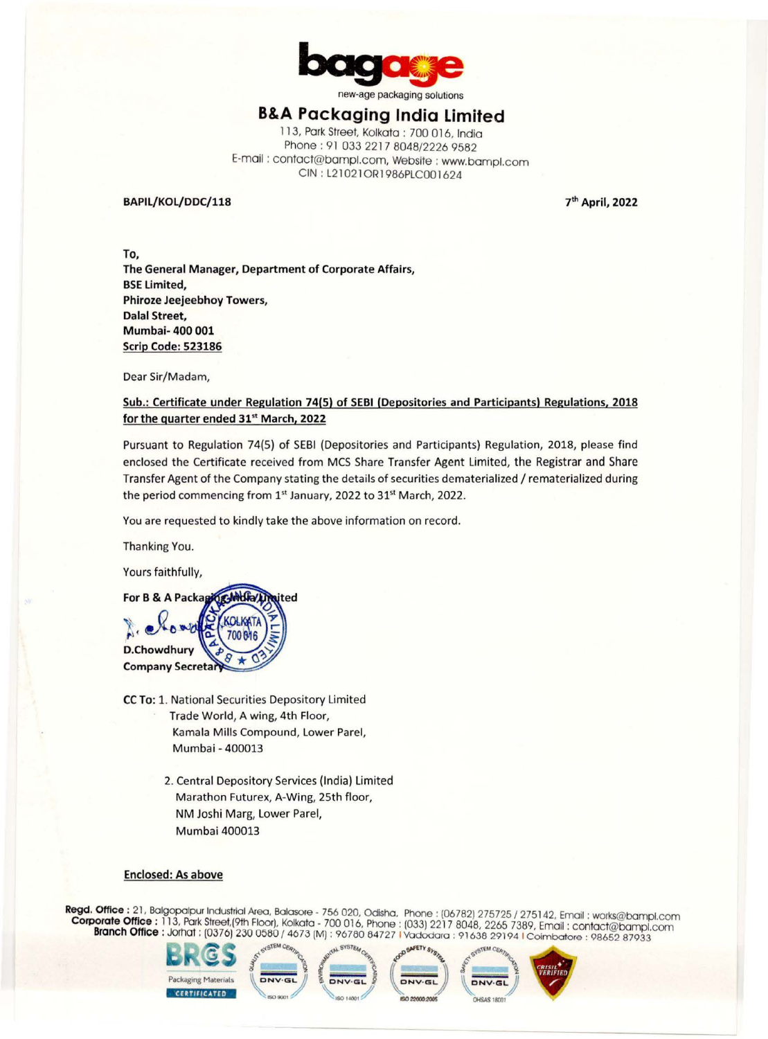bagage

new-age packaging solutions

# B&A Packaging India Limited

113, Park Street, Kolkata : 700 016, India
Phone : 91 033 2217 8048/2226 9582
E-mail : contact@bampl.com, Website : www.bampl.com
CIN : L21021OR1986PLC001624

**BAPIL/KOL/DDC/118** **7th April, 2022**

**To,**
**The General Manager, Department of Corporate Affairs,**
**BSE Limited,**
**Phiroze Jeejeebhoy Towers,**
**Dalal Street,**
**Mumbai- 400 001**
**Scrip Code: 523186**

Dear Sir/Madam,

**Sub.: Certificate under Regulation 74(5) of SEBI (Depositories and Participants) Regulations, 2018 for the quarter ended 31st March, 2022**

Pursuant to Regulation 74(5) of SEBI (Depositories and Participants) Regulation, 2018, please find enclosed the Certificate received from MCS Share Transfer Agent Limited, the Registrar and Share Transfer Agent of the Company stating the details of securities dematerialized / rematerialized during the period commencing from 1st January, 2022 to 31st March, 2022.

You are requested to kindly take the above information on record.

Thanking You.

Yours faithfully,

**For B & A Packaging India Limited**

**D.Chowdhury**
**Company Secretary**

CC To: 1. National Securities Depository Limited
Trade World, A wing, 4th Floor,
Kamala Mills Compound, Lower Parel,
Mumbai - 400013

2. Central Depository Services (India) Limited
Marathon Futurex, A-Wing, 25th floor,
NM Joshi Marg, Lower Parel,
Mumbai 400013

**Enclosed: As above**

**Regd. Office :** 21, Balgopalpur Industrial Area, Balasore - 756 020, Odisha, Phone : (06782) 275725 / 275142, Email : works@bampl.com
**Corporate Office :** 113, Park Street,(9th Floor), Kolkata - 700 016, Phone : (033) 2217 8048, 2265 7389, Email : contact@bampl.com
**Branch Office :** Jorhat : (0376) 230 0580 / 4673 (M) : 96780 84727 | Vadodara : 91638 29194 | Coimbatore : 98652 87933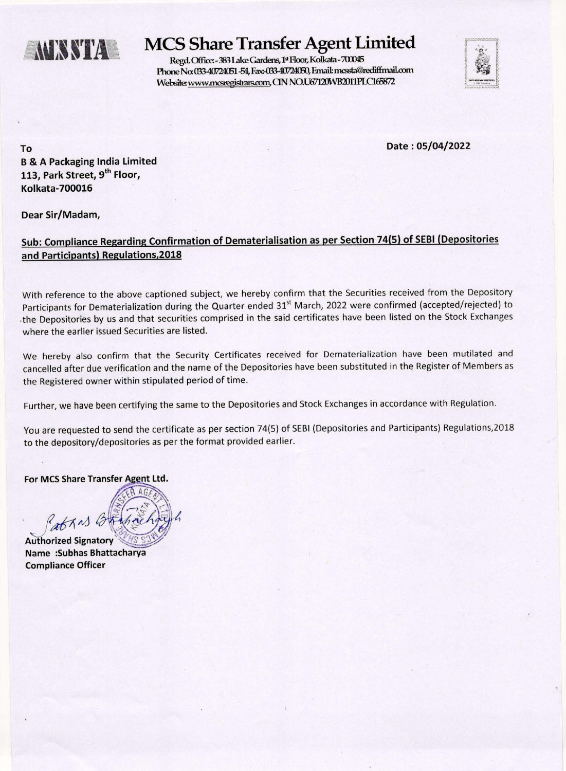# MCS Share Transfer Agent Limited

Regd. Office:- 383 Lake Gardens, 1st Floor, Kolkata - 700045
Phone No: 033-40724051-54, Fax: 033-40724050, Email: mcssta@rediffmail.com
Website: www.mcsregistrars.com, CIN NO.U67120WB2011PLC165872

To

**B & A Packaging India Limited**
**113, Park Street, 9th Floor,**
**Kolkata-700016**

**Date : 05/04/2022**

**Dear Sir/Madam,**

**Sub: Compliance Regarding Confirmation of Dematerialisation as per Section 74(5) of SEBI (Depositories and Participants) Regulations,2018**

With reference to the above captioned subject, we hereby confirm that the Securities received from the Depository Participants for Dematerialization during the Quarter ended 31st March, 2022 were confirmed (accepted/rejected) to the Depositories by us and that securities comprised in the said certificates have been listed on the Stock Exchanges where the earlier issued Securities are listed.

We hereby also confirm that the Security Certificates received for Dematerialization have been mutilated and cancelled after due verification and the name of the Depositories have been substituted in the Register of Members as the Registered owner within stipulated period of time.

Further, we have been certifying the same to the Depositories and Stock Exchanges in accordance with Regulation.

You are requested to send the certificate as per section 74(5) of SEBI (Depositories and Participants) Regulations,2018 to the depository/depositories as per the format provided earlier.

**For MCS Share Transfer Agent Ltd.**

**Authorized Signatory**
**Name :Subhas Bhattacharya**
**Compliance Officer**